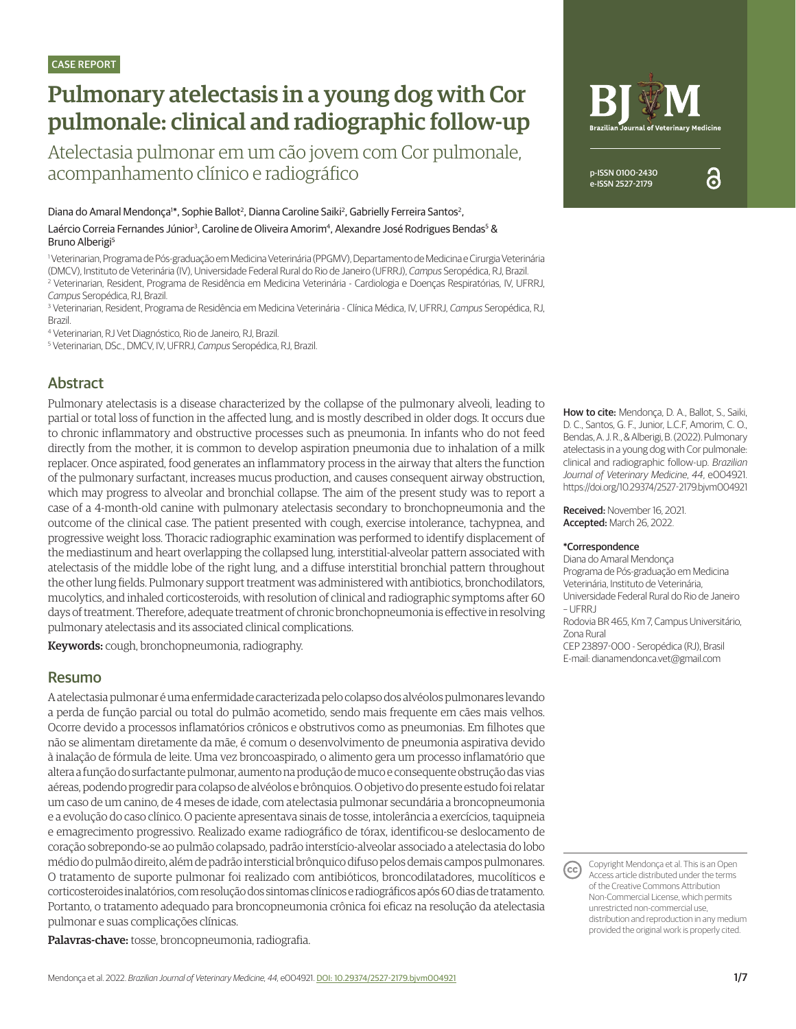CASE REPORT

# Pulmonary atelectasis in a young dog with Cor pulmonale: clinical and radiographic follow-up

## Atelectasia pulmonar em um cão jovem com Cor pulmonale, acompanhamento clínico e radiográfico

Diana do Amaral Mendonça[1]*, Sophie Ballot[2], Dianna Caroline Saiki[2], Gabrielly Ferreira Santos[2], Laércio Correia Fernandes Júnior[3], Caroline de Oliveira Amorim[4], Alexandre José Rodrigues Bendas[5] & Bruno Alberigi[5]

[1] Veterinarian, Programa de Pós-graduação em Medicina Veterinária (PPGMV), Departamento de Medicina e Cirurgia Veterinária (DMCV), Instituto de Veterinária (IV), Universidade Federal Rural do Rio de Janeiro (UFRRJ), *Campus* Seropédica, RJ, Brazil.
[2] Veterinarian, Resident, Programa de Residência em Medicina Veterinária - Cardiologia e Doenças Respiratórias, IV, UFRRJ, *Campus* Seropédica, RJ, Brazil.
[3] Veterinarian, Resident, Programa de Residência em Medicina Veterinária - Clínica Médica, IV, UFRRJ, *Campus* Seropédica, RJ, Brazil.
[4] Veterinarian, RJ Vet Diagnóstico, Rio de Janeiro, RJ, Brazil.
[5] Veterinarian, DSc., DMCV, IV, UFRRJ, *Campus* Seropédica, RJ, Brazil.

BJVM – Brazilian Journal of Veterinary Medicine
p-ISSN 0100-2430
e-ISSN 2527-2179

## Abstract

Pulmonary atelectasis is a disease characterized by the collapse of the pulmonary alveoli, leading to partial or total loss of function in the affected lung, and is mostly described in older dogs. It occurs due to chronic inflammatory and obstructive processes such as pneumonia. In infants who do not feed directly from the mother, it is common to develop aspiration pneumonia due to inhalation of a milk replacer. Once aspirated, food generates an inflammatory process in the airway that alters the function of the pulmonary surfactant, increases mucus production, and causes consequent airway obstruction, which may progress to alveolar and bronchial collapse. The aim of the present study was to report a case of a 4-month-old canine with pulmonary atelectasis secondary to bronchopneumonia and the outcome of the clinical case. The patient presented with cough, exercise intolerance, tachypnea, and progressive weight loss. Thoracic radiographic examination was performed to identify displacement of the mediastinum and heart overlapping the collapsed lung, interstitial-alveolar pattern associated with atelectasis of the middle lobe of the right lung, and a diffuse interstitial bronchial pattern throughout the other lung fields. Pulmonary support treatment was administered with antibiotics, bronchodilators, mucolytics, and inhaled corticosteroids, with resolution of clinical and radiographic symptoms after 60 days of treatment. Therefore, adequate treatment of chronic bronchopneumonia is effective in resolving pulmonary atelectasis and its associated clinical complications.

**Keywords:** cough, bronchopneumonia, radiography.

## Resumo

A atelectasia pulmonar é uma enfermidade caracterizada pelo colapso dos alvéolos pulmonares levando a perda de função parcial ou total do pulmão acometido, sendo mais frequente em cães mais velhos. Ocorre devido a processos inflamatórios crônicos e obstrutivos como as pneumonias. Em filhotes que não se alimentam diretamente da mãe, é comum o desenvolvimento de pneumonia aspirativa devido à inalação de fórmula de leite. Uma vez broncoaspirado, o alimento gera um processo inflamatório que altera a função do surfactante pulmonar, aumento na produção de muco e consequente obstrução das vias aéreas, podendo progredir para colapso de alvéolos e brônquios. O objetivo do presente estudo foi relatar um caso de um canino, de 4 meses de idade, com atelectasia pulmonar secundária a broncopneumonia e a evolução do caso clínico. O paciente apresentava sinais de tosse, intolerância a exercícios, taquipneia e emagrecimento progressivo. Realizado exame radiográfico de tórax, identificou-se deslocamento de coração sobrepondo-se ao pulmão colapsado, padrão interstício-alveolar associado a atelectasia do lobo médio do pulmão direito, além de padrão intersticial brônquico difuso pelos demais campos pulmonares. O tratamento de suporte pulmonar foi realizado com antibióticos, broncodilatadores, mucolíticos e corticosteroides inalatórios, com resolução dos sintomas clínicos e radiográficos após 60 dias de tratamento. Portanto, o tratamento adequado para broncopneumonia crônica foi eficaz na resolução da atelectasia pulmonar e suas complicações clínicas.

**Palavras-chave:** tosse, broncopneumonia, radiografia.

**How to cite:** Mendonça, D. A., Ballot, S., Saiki, D. C., Santos, G. F., Junior, L.C.F, Amorim, C. O., Bendas, A. J. R., & Alberigi, B. (2022). Pulmonary atelectasis in a young dog with Cor pulmonale: clinical and radiographic follow-up. *Brazilian Journal of Veterinary Medicine*, *44*, e004921. https://doi.org/10.29374/2527-2179.bjvm004921

**Received:** November 16, 2021.
**Accepted:** March 26, 2022.

**\*Correspondence**
Diana do Amaral Mendonça
Programa de Pós-graduação em Medicina Veterinária, Instituto de Veterinária, Universidade Federal Rural do Rio de Janeiro – UFRRJ
Rodovia BR 465, Km 7, Campus Universitário, Zona Rural
CEP 23897-000 - Seropédica (RJ), Brasil
E-mail: dianamendonca.vet@gmail.com

Copyright Mendonça et al. This is an Open Access article distributed under the terms of the Creative Commons Attribution Non-Commercial License, which permits unrestricted non-commercial use, distribution and reproduction in any medium provided the original work is properly cited.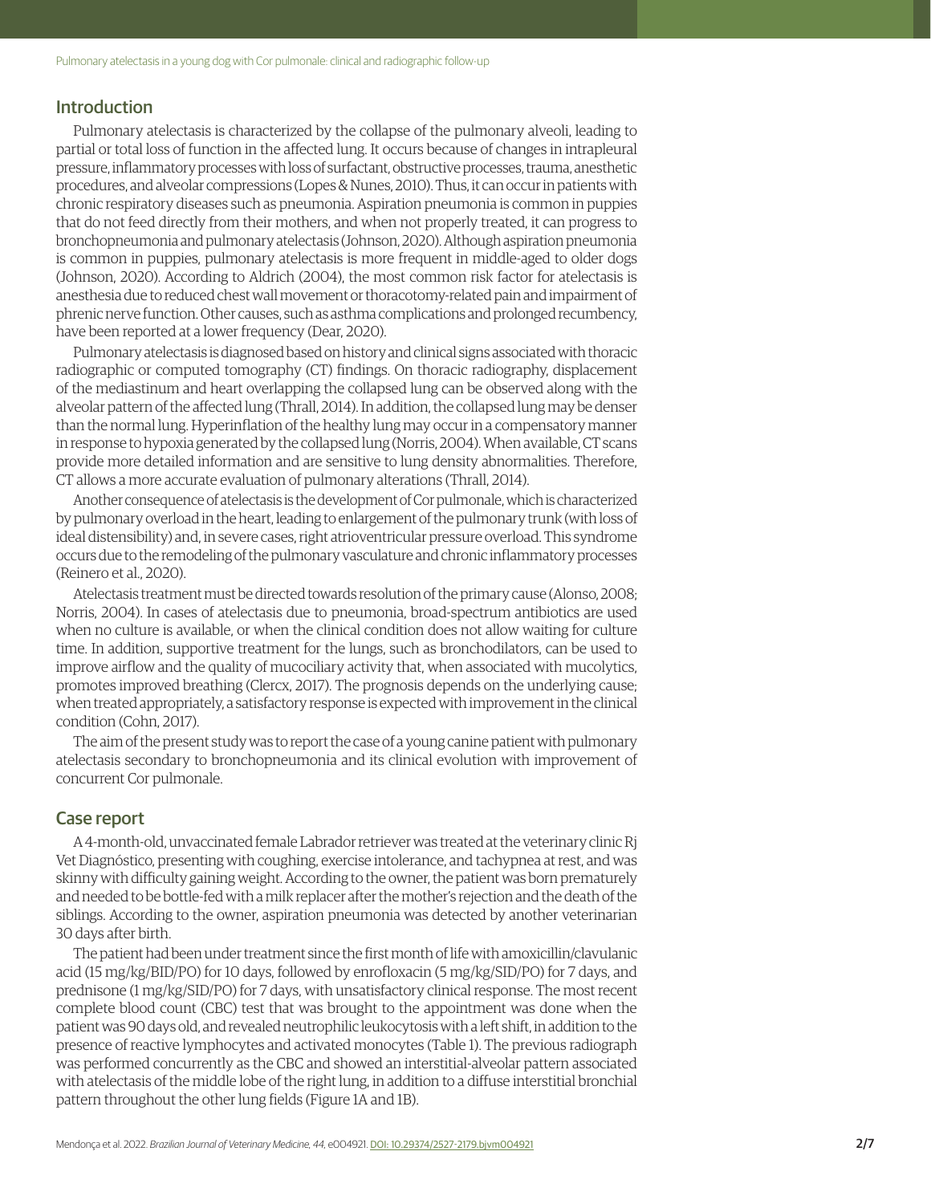## Introduction

Pulmonary atelectasis is characterized by the collapse of the pulmonary alveoli, leading to partial or total loss of function in the affected lung. It occurs because of changes in intrapleural pressure, inflammatory processes with loss of surfactant, obstructive processes, trauma, anesthetic procedures, and alveolar compressions (Lopes & Nunes, 2010). Thus, it can occur in patients with chronic respiratory diseases such as pneumonia. Aspiration pneumonia is common in puppies that do not feed directly from their mothers, and when not properly treated, it can progress to bronchopneumonia and pulmonary atelectasis (Johnson, 2020). Although aspiration pneumonia is common in puppies, pulmonary atelectasis is more frequent in middle-aged to older dogs (Johnson, 2020). According to Aldrich (2004), the most common risk factor for atelectasis is anesthesia due to reduced chest wall movement or thoracotomy-related pain and impairment of phrenic nerve function. Other causes, such as asthma complications and prolonged recumbency, have been reported at a lower frequency (Dear, 2020).

Pulmonary atelectasis is diagnosed based on history and clinical signs associated with thoracic radiographic or computed tomography (CT) findings. On thoracic radiography, displacement of the mediastinum and heart overlapping the collapsed lung can be observed along with the alveolar pattern of the affected lung (Thrall, 2014). In addition, the collapsed lung may be denser than the normal lung. Hyperinflation of the healthy lung may occur in a compensatory manner in response to hypoxia generated by the collapsed lung (Norris, 2004). When available, CT scans provide more detailed information and are sensitive to lung density abnormalities. Therefore, CT allows a more accurate evaluation of pulmonary alterations (Thrall, 2014).

Another consequence of atelectasis is the development of Cor pulmonale, which is characterized by pulmonary overload in the heart, leading to enlargement of the pulmonary trunk (with loss of ideal distensibility) and, in severe cases, right atrioventricular pressure overload. This syndrome occurs due to the remodeling of the pulmonary vasculature and chronic inflammatory processes (Reinero et al., 2020).

Atelectasis treatment must be directed towards resolution of the primary cause (Alonso, 2008; Norris, 2004). In cases of atelectasis due to pneumonia, broad-spectrum antibiotics are used when no culture is available, or when the clinical condition does not allow waiting for culture time. In addition, supportive treatment for the lungs, such as bronchodilators, can be used to improve airflow and the quality of mucociliary activity that, when associated with mucolytics, promotes improved breathing (Clercx, 2017). The prognosis depends on the underlying cause; when treated appropriately, a satisfactory response is expected with improvement in the clinical condition (Cohn, 2017).

The aim of the present study was to report the case of a young canine patient with pulmonary atelectasis secondary to bronchopneumonia and its clinical evolution with improvement of concurrent Cor pulmonale.

## Case report

A 4-month-old, unvaccinated female Labrador retriever was treated at the veterinary clinic Rj Vet Diagnóstico, presenting with coughing, exercise intolerance, and tachypnea at rest, and was skinny with difficulty gaining weight. According to the owner, the patient was born prematurely and needed to be bottle-fed with a milk replacer after the mother's rejection and the death of the siblings. According to the owner, aspiration pneumonia was detected by another veterinarian 30 days after birth.

The patient had been under treatment since the first month of life with amoxicillin/clavulanic acid (15 mg/kg/BID/PO) for 10 days, followed by enrofloxacin (5 mg/kg/SID/PO) for 7 days, and prednisone (1 mg/kg/SID/PO) for 7 days, with unsatisfactory clinical response. The most recent complete blood count (CBC) test that was brought to the appointment was done when the patient was 90 days old, and revealed neutrophilic leukocytosis with a left shift, in addition to the presence of reactive lymphocytes and activated monocytes (Table 1). The previous radiograph was performed concurrently as the CBC and showed an interstitial-alveolar pattern associated with atelectasis of the middle lobe of the right lung, in addition to a diffuse interstitial bronchial pattern throughout the other lung fields (Figure 1A and 1B).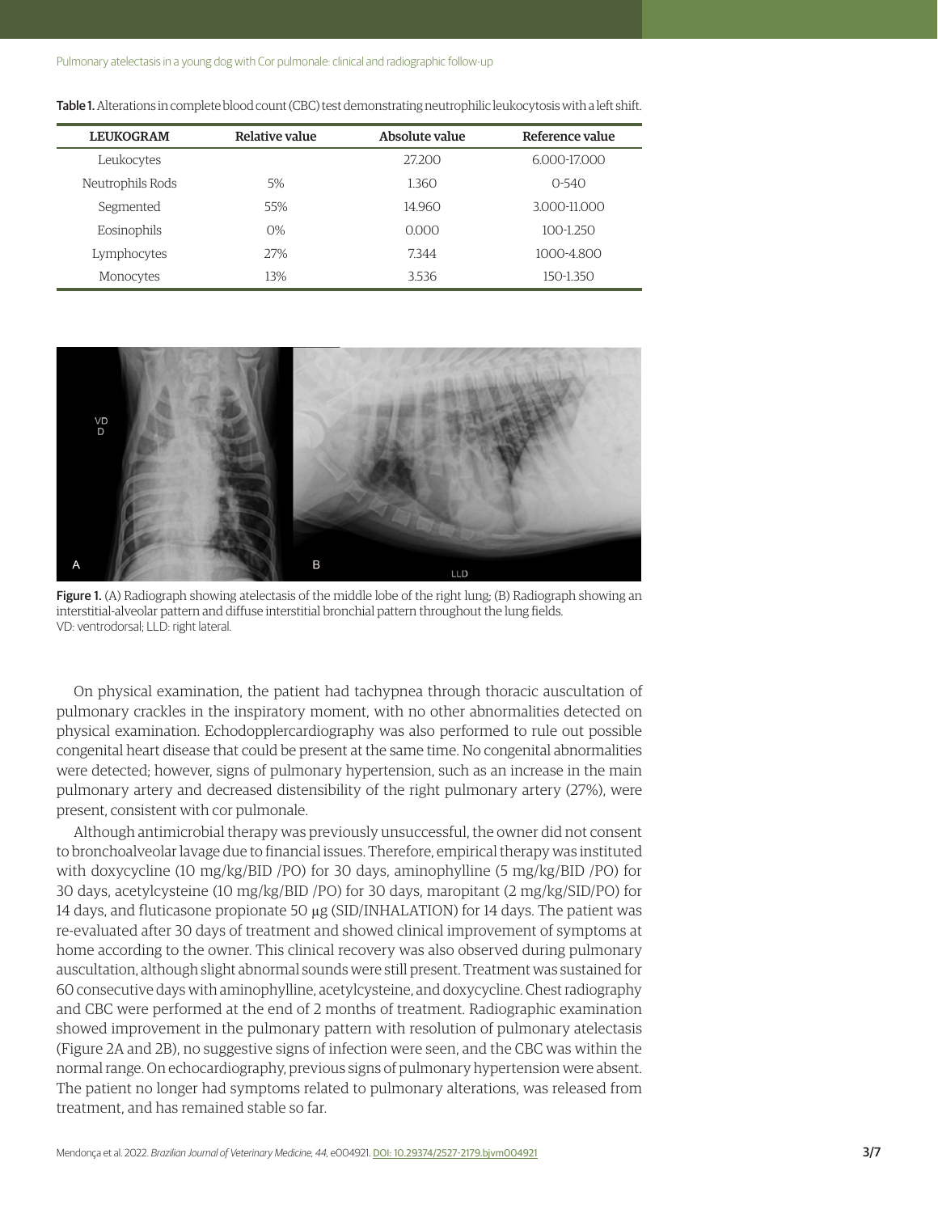**Table 1.** Alterations in complete blood count (CBC) test demonstrating neutrophilic leukocytosis with a left shift.

| LEUKOGRAM | Relative value | Absolute value | Reference value |
| --- | --- | --- | --- |
| Leukocytes | | 27.200 | 6.000-17.000 |
| Neutrophils Rods | 5% | 1.360 | 0-540 |
| Segmented | 55% | 14.960 | 3.000-11.000 |
| Eosinophils | 0% | 0.000 | 100-1.250 |
| Lymphocytes | 27% | 7.344 | 1000-4.800 |
| Monocytes | 13% | 3.536 | 150-1.350 |

**Figure 1.** (A) Radiograph showing atelectasis of the middle lobe of the right lung; (B) Radiograph showing an interstitial-alveolar pattern and diffuse interstitial bronchial pattern throughout the lung fields. VD: ventrodorsal; LLD: right lateral.

On physical examination, the patient had tachypnea through thoracic auscultation of pulmonary crackles in the inspiratory moment, with no other abnormalities detected on physical examination. Echodopplercardiography was also performed to rule out possible congenital heart disease that could be present at the same time. No congenital abnormalities were detected; however, signs of pulmonary hypertension, such as an increase in the main pulmonary artery and decreased distensibility of the right pulmonary artery (27%), were present, consistent with cor pulmonale.

Although antimicrobial therapy was previously unsuccessful, the owner did not consent to bronchoalveolar lavage due to financial issues. Therefore, empirical therapy was instituted with doxycycline (10 mg/kg/BID /PO) for 30 days, aminophylline (5 mg/kg/BID /PO) for 30 days, acetylcysteine (10 mg/kg/BID /PO) for 30 days, maropitant (2 mg/kg/SID/PO) for 14 days, and fluticasone propionate 50 μg (SID/INHALATION) for 14 days. The patient was re-evaluated after 30 days of treatment and showed clinical improvement of symptoms at home according to the owner. This clinical recovery was also observed during pulmonary auscultation, although slight abnormal sounds were still present. Treatment was sustained for 60 consecutive days with aminophylline, acetylcysteine, and doxycycline. Chest radiography and CBC were performed at the end of 2 months of treatment. Radiographic examination showed improvement in the pulmonary pattern with resolution of pulmonary atelectasis (Figure 2A and 2B), no suggestive signs of infection were seen, and the CBC was within the normal range. On echocardiography, previous signs of pulmonary hypertension were absent. The patient no longer had symptoms related to pulmonary alterations, was released from treatment, and has remained stable so far.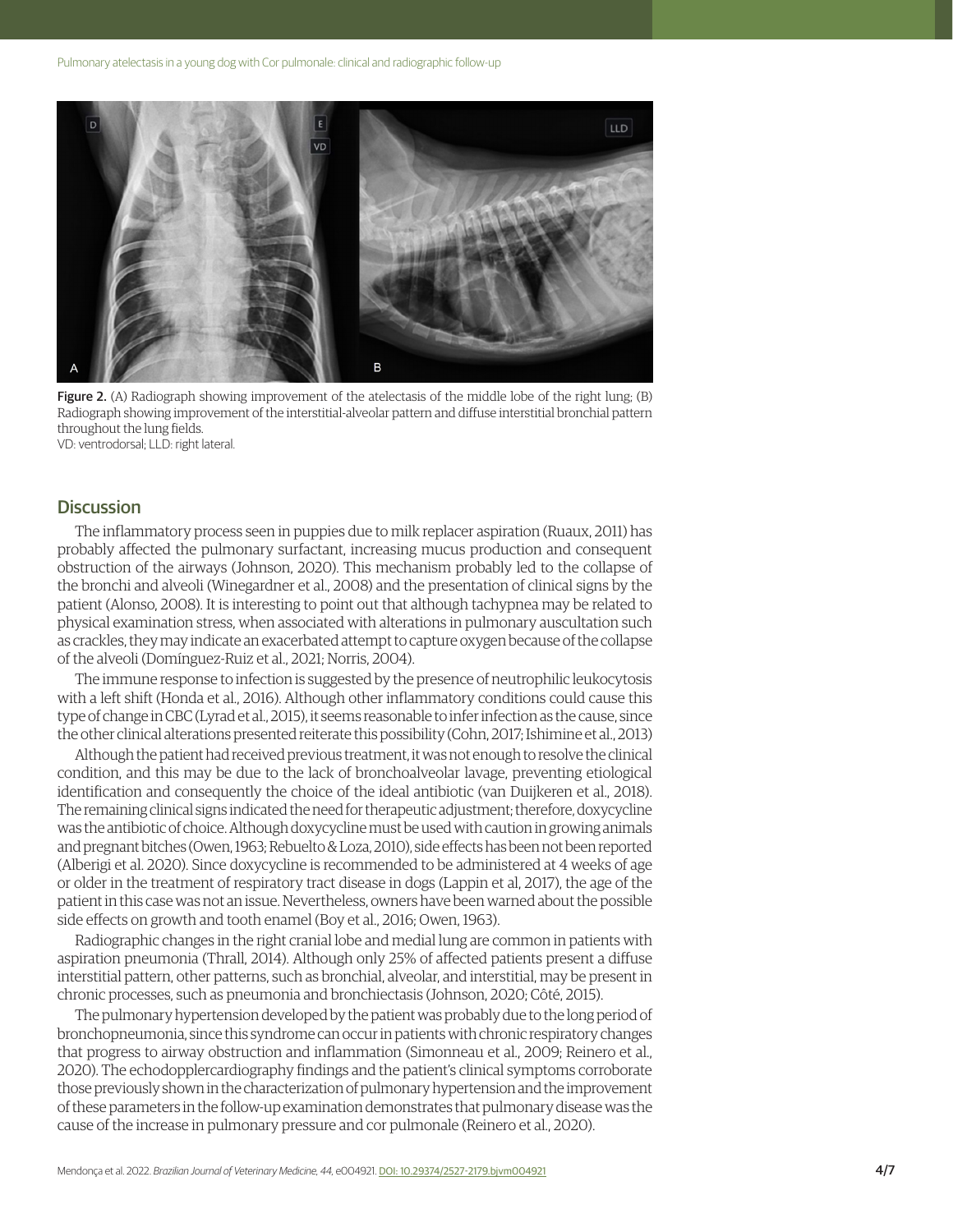Figure 2. (A) Radiograph showing improvement of the atelectasis of the middle lobe of the right lung; (B) Radiograph showing improvement of the interstitial-alveolar pattern and diffuse interstitial bronchial pattern throughout the lung fields.
VD: ventrodorsal; LLD: right lateral.

## Discussion

The inflammatory process seen in puppies due to milk replacer aspiration (Ruaux, 2011) has probably affected the pulmonary surfactant, increasing mucus production and consequent obstruction of the airways (Johnson, 2020). This mechanism probably led to the collapse of the bronchi and alveoli (Winegardner et al., 2008) and the presentation of clinical signs by the patient (Alonso, 2008). It is interesting to point out that although tachypnea may be related to physical examination stress, when associated with alterations in pulmonary auscultation such as crackles, they may indicate an exacerbated attempt to capture oxygen because of the collapse of the alveoli (Domínguez-Ruiz et al., 2021; Norris, 2004).

The immune response to infection is suggested by the presence of neutrophilic leukocytosis with a left shift (Honda et al., 2016). Although other inflammatory conditions could cause this type of change in CBC (Lyrad et al., 2015), it seems reasonable to infer infection as the cause, since the other clinical alterations presented reiterate this possibility (Cohn, 2017; Ishimine et al., 2013)

Although the patient had received previous treatment, it was not enough to resolve the clinical condition, and this may be due to the lack of bronchoalveolar lavage, preventing etiological identification and consequently the choice of the ideal antibiotic (van Duijkeren et al., 2018). The remaining clinical signs indicated the need for therapeutic adjustment; therefore, doxycycline was the antibiotic of choice. Although doxycycline must be used with caution in growing animals and pregnant bitches (Owen, 1963; Rebuelto & Loza, 2010), side effects has been not been reported (Alberigi et al. 2020). Since doxycycline is recommended to be administered at 4 weeks of age or older in the treatment of respiratory tract disease in dogs (Lappin et al, 2017), the age of the patient in this case was not an issue. Nevertheless, owners have been warned about the possible side effects on growth and tooth enamel (Boy et al., 2016; Owen, 1963).

Radiographic changes in the right cranial lobe and medial lung are common in patients with aspiration pneumonia (Thrall, 2014). Although only 25% of affected patients present a diffuse interstitial pattern, other patterns, such as bronchial, alveolar, and interstitial, may be present in chronic processes, such as pneumonia and bronchiectasis (Johnson, 2020; Côté, 2015).

The pulmonary hypertension developed by the patient was probably due to the long period of bronchopneumonia, since this syndrome can occur in patients with chronic respiratory changes that progress to airway obstruction and inflammation (Simonneau et al., 2009; Reinero et al., 2020). The echodopplercardiography findings and the patient's clinical symptoms corroborate those previously shown in the characterization of pulmonary hypertension and the improvement of these parameters in the follow-up examination demonstrates that pulmonary disease was the cause of the increase in pulmonary pressure and cor pulmonale (Reinero et al., 2020).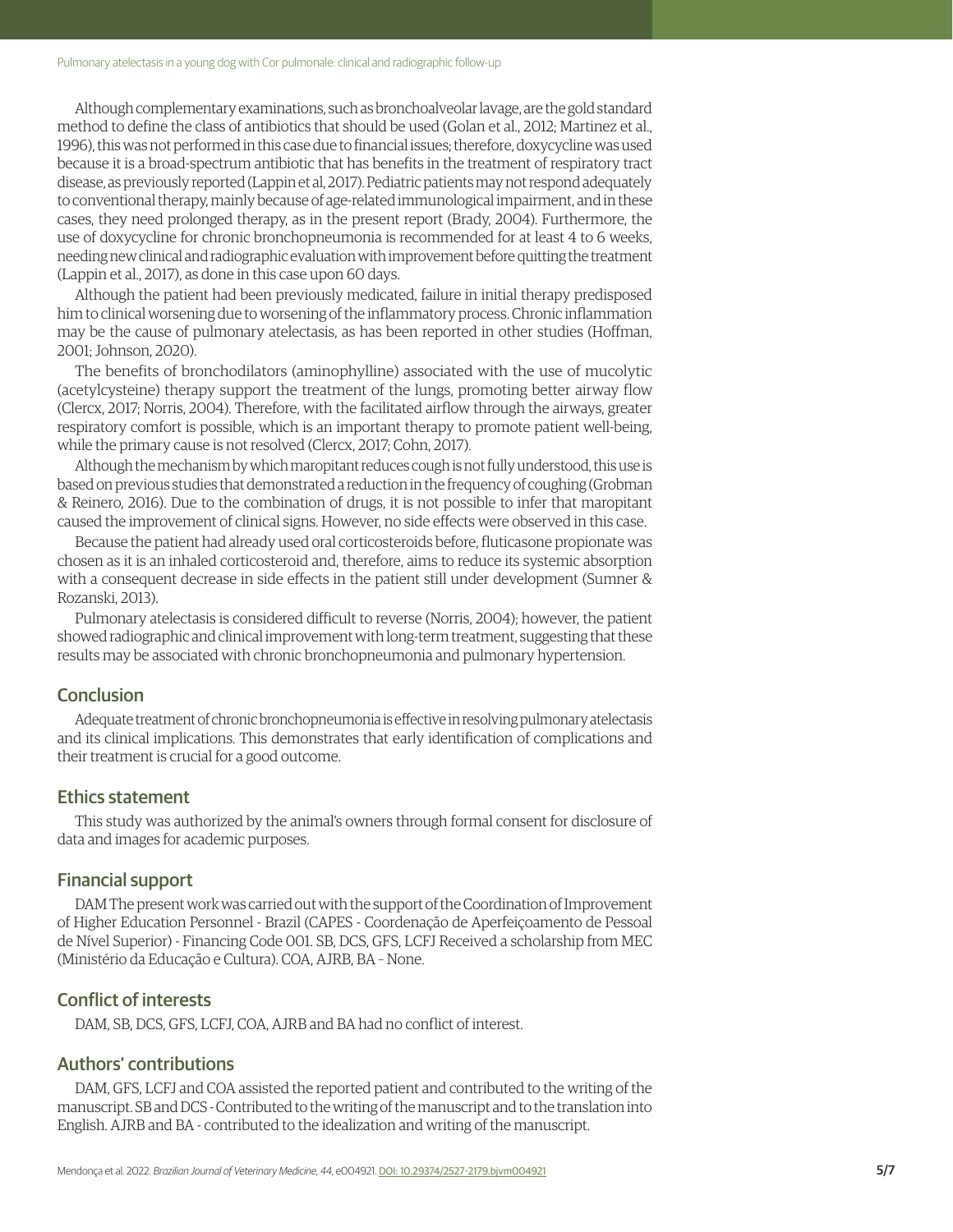Although complementary examinations, such as bronchoalveolar lavage, are the gold standard method to define the class of antibiotics that should be used (Golan et al., 2012; Martinez et al., 1996), this was not performed in this case due to financial issues; therefore, doxycycline was used because it is a broad-spectrum antibiotic that has benefits in the treatment of respiratory tract disease, as previously reported (Lappin et al, 2017). Pediatric patients may not respond adequately to conventional therapy, mainly because of age-related immunological impairment, and in these cases, they need prolonged therapy, as in the present report (Brady, 2004). Furthermore, the use of doxycycline for chronic bronchopneumonia is recommended for at least 4 to 6 weeks, needing new clinical and radiographic evaluation with improvement before quitting the treatment (Lappin et al., 2017), as done in this case upon 60 days.

Although the patient had been previously medicated, failure in initial therapy predisposed him to clinical worsening due to worsening of the inflammatory process. Chronic inflammation may be the cause of pulmonary atelectasis, as has been reported in other studies (Hoffman, 2001; Johnson, 2020).

The benefits of bronchodilators (aminophylline) associated with the use of mucolytic (acetylcysteine) therapy support the treatment of the lungs, promoting better airway flow (Clercx, 2017; Norris, 2004). Therefore, with the facilitated airflow through the airways, greater respiratory comfort is possible, which is an important therapy to promote patient well-being, while the primary cause is not resolved (Clercx, 2017; Cohn, 2017).

Although the mechanism by which maropitant reduces cough is not fully understood, this use is based on previous studies that demonstrated a reduction in the frequency of coughing (Grobman & Reinero, 2016). Due to the combination of drugs, it is not possible to infer that maropitant caused the improvement of clinical signs. However, no side effects were observed in this case.

Because the patient had already used oral corticosteroids before, fluticasone propionate was chosen as it is an inhaled corticosteroid and, therefore, aims to reduce its systemic absorption with a consequent decrease in side effects in the patient still under development (Sumner & Rozanski, 2013).

Pulmonary atelectasis is considered difficult to reverse (Norris, 2004); however, the patient showed radiographic and clinical improvement with long-term treatment, suggesting that these results may be associated with chronic bronchopneumonia and pulmonary hypertension.

## Conclusion

Adequate treatment of chronic bronchopneumonia is effective in resolving pulmonary atelectasis and its clinical implications. This demonstrates that early identification of complications and their treatment is crucial for a good outcome.

## Ethics statement

This study was authorized by the animal's owners through formal consent for disclosure of data and images for academic purposes.

## Financial support

DAM The present work was carried out with the support of the Coordination of Improvement of Higher Education Personnel - Brazil (CAPES - Coordenação de Aperfeiçoamento de Pessoal de Nível Superior) - Financing Code 001. SB, DCS, GFS, LCFJ Received a scholarship from MEC (Ministério da Educação e Cultura). COA, AJRB, BA – None.

## Conflict of interests

DAM, SB, DCS, GFS, LCFJ, COA, AJRB and BA had no conflict of interest.

## Authors' contributions

DAM, GFS, LCFJ and COA assisted the reported patient and contributed to the writing of the manuscript. SB and DCS - Contributed to the writing of the manuscript and to the translation into English. AJRB and BA - contributed to the idealization and writing of the manuscript.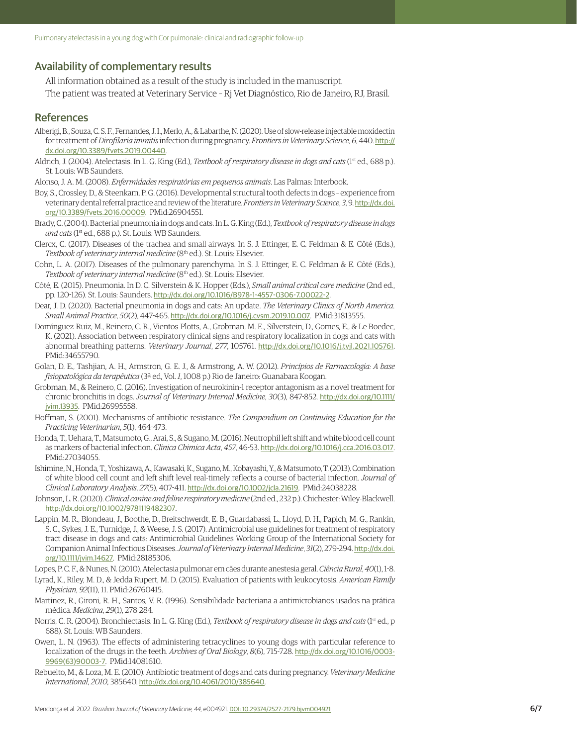## Availability of complementary results

All information obtained as a result of the study is included in the manuscript.

The patient was treated at Veterinary Service - Rj Vet Diagnóstico, Rio de Janeiro, RJ, Brasil.

## References

Alberigi, B., Souza, C. S. F., Fernandes, J. I., Merlo, A., & Labarthe, N. (2020). Use of slow-release injectable moxidectin for treatment of *Dirofilaria immitis* infection during pregnancy. *Frontiers in Veterinary Science*, *6*, 440. http://dx.doi.org/10.3389/fvets.2019.00440.

Aldrich, J. (2004). Atelectasis. In L. G. King (Ed.), *Textbook of respiratory disease in dogs and cats* (1st ed., 688 p.). St. Louis: WB Saunders.

Alonso, J. A. M. (2008). *Enfermidades respiratórias em pequenos animais*. Las Palmas: Interbook.

Boy, S., Crossley, D., & Steenkam, P. G. (2016). Developmental structural tooth defects in dogs - experience from veterinary dental referral practice and review of the literature. *Frontiers in Veterinary Science*, *3*, 9. http://dx.doi.org/10.3389/fvets.2016.00009. PMid:26904551.

Brady, C. (2004). Bacterial pneumonia in dogs and cats. In L. G. King (Ed.), *Textbook of respiratory disease in dogs and cats* (1st ed., 688 p.). St. Louis: WB Saunders.

Clercx, C. (2017). Diseases of the trachea and small airways. In S. J. Ettinger, E. C. Feldman & E. Côté (Eds.), *Textbook of veterinary internal medicine* (8th ed.). St. Louis: Elsevier.

Cohn, L. A. (2017). Diseases of the pulmonary parenchyma. In S. J. Ettinger, E. C. Feldman & E. Côté (Eds.), *Textbook of veterinary internal medicine* (8th ed.). St. Louis: Elsevier.

Côté, E. (2015). Pneumonia. In D. C. Silverstein & K. Hopper (Eds.), *Small animal critical care medicine* (2nd ed., pp. 120-126). St. Louis: Saunders. http://dx.doi.org/10.1016/B978-1-4557-0306-7.00022-2.

Dear, J. D. (2020). Bacterial pneumonia in dogs and cats: An update. *The Veterinary Clinics of North America. Small Animal Practice*, *50*(2), 447-465. http://dx.doi.org/10.1016/j.cvsm.2019.10.007. PMid:31813555.

Domínguez-Ruiz, M., Reinero, C. R., Vientos-Plotts, A., Grobman, M. E., Silverstein, D., Gomes, E., & Le Boedec, K. (2021). Association between respiratory clinical signs and respiratory localization in dogs and cats with abnormal breathing patterns. *Veterinary Journal*, *277*, 105761. http://dx.doi.org/10.1016/j.tvjl.2021.105761. PMid:34655790.

Golan, D. E., Tashjian, A. H., Armstron, G. E. J., & Armstrong, A. W. (2012). *Princípios de Farmacologia: A base fisiopatológica da terapêutica* (3ª ed, Vol. *1*, 1008 p.) Rio de Janeiro: Guanabara Koogan.

Grobman, M., & Reinero, C. (2016). Investigation of neurokinin-1 receptor antagonism as a novel treatment for chronic bronchitis in dogs. *Journal of Veterinary Internal Medicine*, *30*(3), 847-852. http://dx.doi.org/10.1111/jvim.13935. PMid:26995558.

Hoffman, S. (2001). Mechanisms of antibiotic resistance. *The Compendium on Continuing Education for the Practicing Veterinarian*, *5*(1), 464-473.

Honda, T., Uehara, T., Matsumoto, G., Arai, S., & Sugano, M. (2016). Neutrophil left shift and white blood cell count as markers of bacterial infection. *Clinica Chimica Acta*, *457*, 46-53. http://dx.doi.org/10.1016/j.cca.2016.03.017. PMid:27034055.

Ishimine, N., Honda, T., Yoshizawa, A., Kawasaki, K., Sugano, M., Kobayashi, Y., & Matsumoto, T. (2013). Combination of white blood cell count and left shift level real-timely reflects a course of bacterial infection. *Journal of Clinical Laboratory Analysis*, *27*(5), 407-411. http://dx.doi.org/10.1002/jcla.21619. PMid:24038228.

Johnson, L. R. (2020). *Clinical canine and feline respiratory medicine* (2nd ed., 232 p.). Chichester: Wiley-Blackwell. http://dx.doi.org/10.1002/9781119482307.

Lappin, M. R., Blondeau, J., Boothe, D., Breitschwerdt, E. B., Guardabassi, L., Lloyd, D. H., Papich, M. G., Rankin, S. C., Sykes, J. E., Turnidge, J., & Weese, J. S. (2017). Antimicrobial use guidelines for treatment of respiratory tract disease in dogs and cats: Antimicrobial Guidelines Working Group of the International Society for Companion Animal Infectious Diseases. *Journal of Veterinary Internal Medicine*, *31*(2), 279-294. http://dx.doi.org/10.1111/jvim.14627. PMid:28185306.

Lopes, P. C. F., & Nunes, N. (2010). Atelectasia pulmonar em cães durante anestesia geral. *Ciência Rural*, *40*(1), 1-8.

Lyrad, K., Riley, M. D., & Jedda Rupert, M. D. (2015). Evaluation of patients with leukocytosis. *American Family Physician*, *92*(11), 11. PMid:26760415.

Martinez, R., Gironi, R. H., Santos, V. R. (1996). Sensibilidade bacteriana a antimicrobianos usados na prática médica. *Medicina*, *29*(1), 278-284.

Norris, C. R. (2004). Bronchiectasis. In L. G. King (Ed.), *Textbook of respiratory disease in dogs and cats* (1st ed., p 688). St. Louis: WB Saunders.

Owen, L. N. (1963). The effects of administering tetracyclines to young dogs with particular reference to localization of the drugs in the teeth. *Archives of Oral Biology*, *8*(6), 715-728. http://dx.doi.org/10.1016/0003-9969(63)90003-7. PMid:14081610.

Rebuelto, M., & Loza, M. E. (2010). Antibiotic treatment of dogs and cats during pregnancy. *Veterinary Medicine International*, *2010*, 385640. http://dx.doi.org/10.4061/2010/385640.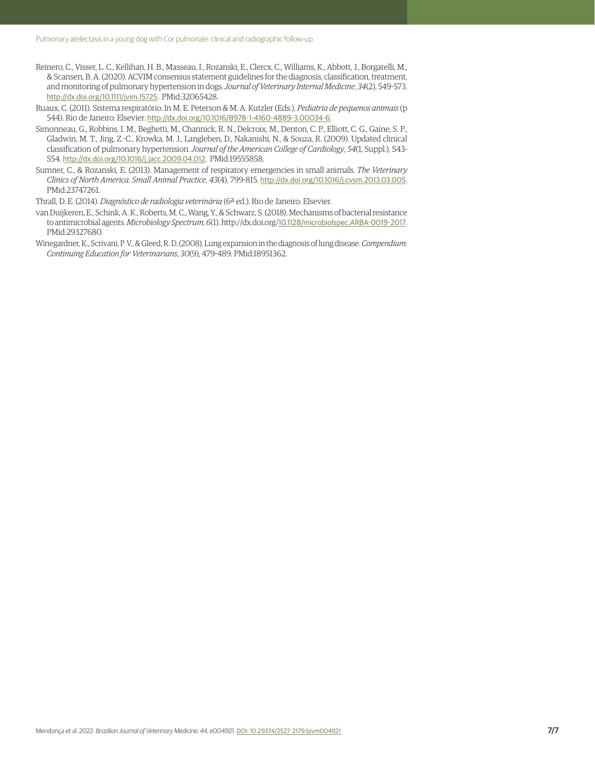Reinero, C., Visser, L. C., Kellihan, H. B., Masseau, I., Rozanski, E., Clercx, C., Williams, K., Abbott, J., Borgarelli, M., & Scansen, B. A. (2020). ACVIM consensus statement guidelines for the diagnosis, classification, treatment, and monitoring of pulmonary hypertension in dogs. *Journal of Veterinary Internal Medicine*, *34*(2), 549-573. http://dx.doi.org/10.1111/jvim.15725. PMid:32065428.

Ruaux, C. (2011). Sistema respiratório. In M. E. Peterson & M. A. Kutzler (Eds.), *Pediatria de pequenos animais* (p 544). Rio de Janeiro: Elsevier. http://dx.doi.org/10.1016/B978-1-4160-4889-3.00034-6.

Simonneau, G., Robbins, I. M., Beghetti, M., Channick, R. N., Delcroix, M., Denton, C. P., Elliott, C. G., Gaine, S. P., Gladwin, M. T., Jing, Z.-C., Krowka, M. J., Langleben, D., Nakanishi, N., & Souza, R. (2009). Updated clinical classification of pulmonary hypertension. *Journal of the American College of Cardiology*, *54*(1, Suppl.), S43-S54. http://dx.doi.org/10.1016/j.jacc.2009.04.012. PMid:19555858.

Sumner, C., & Rozanski, E. (2013). Management of respiratory emergencies in small animals. *The Veterinary Clinics of North America. Small Animal Practice*, *43*(4), 799-815. http://dx.doi.org/10.1016/j.cvsm.2013.03.005. PMid:23747261.

Thrall, D. E. (2014). *Diagnóstico de radiologia veterinária* (6ª ed.). Rio de Janeiro: Elsevier.

van Duijkeren, E., Schink, A. K., Roberts, M. C., Wang, Y., & Schwarz, S. (2018). Mechanisms of bacterial resistance to antimicrobial agents. *Microbiology Spectrum*, *6*(1). http://dx.doi.org/10.1128/microbiolspec.ARBA-0019-2017. PMid:29327680.

Winegardner, K., Scrivani, P. V., & Gleed, R. D. (2008). Lung expansion in the diagnosis of lung disease. *Compendium: Continuing Education for Veterinarians*, *30*(9), 479-489. PMid:18951362.